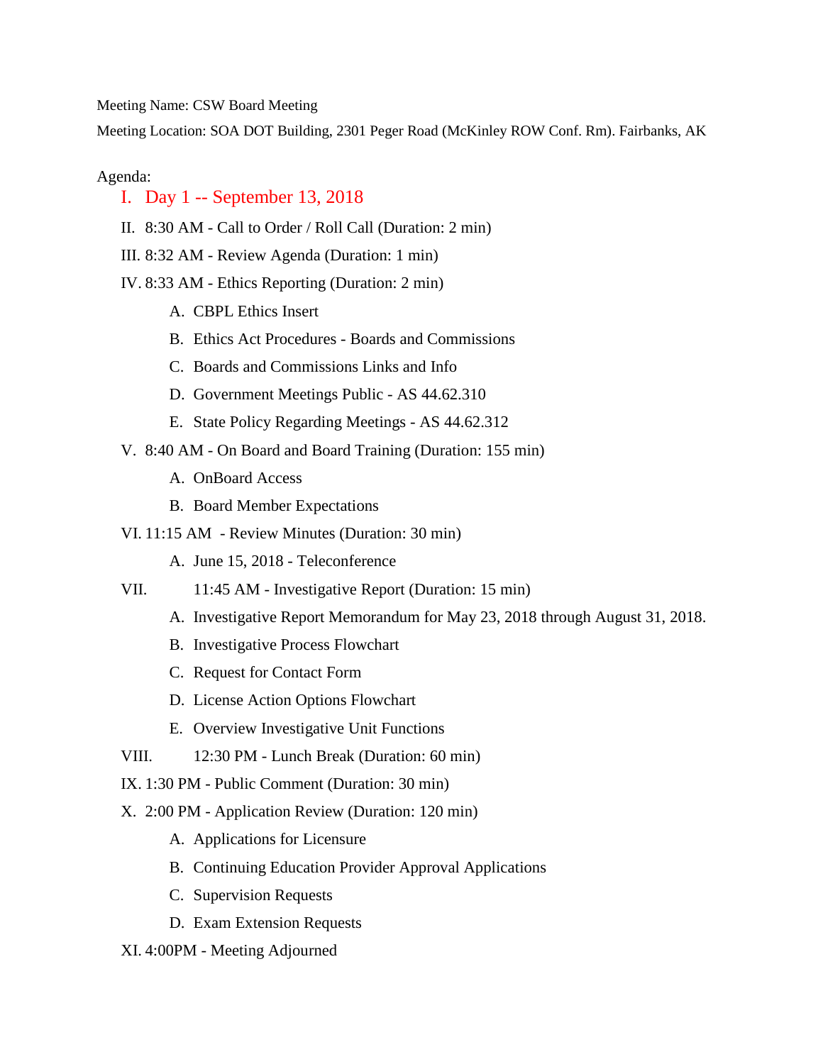Meeting Name: CSW Board Meeting

Meeting Location: SOA DOT Building, 2301 Peger Road (McKinley ROW Conf. Rm). Fairbanks, AK

Agenda:

I. Day 1 -- September 13, 2018

II. 8:30 AM - Call to Order / Roll Call (Duration: 2 min)

III. 8:32 AM - Review Agenda (Duration: 1 min)

IV. 8:33 AM - Ethics Reporting (Duration: 2 min)

   A. CBPL Ethics Insert
   B. Ethics Act Procedures - Boards and Commissions
   C. Boards and Commissions Links and Info
   D. Government Meetings Public - AS 44.62.310
   E. State Policy Regarding Meetings - AS 44.62.312

V. 8:40 AM - On Board and Board Training (Duration: 155 min)

   A. OnBoard Access
   B. Board Member Expectations

VI. 11:15 AM - Review Minutes (Duration: 30 min)

   A. June 15, 2018 - Teleconference

VII. 11:45 AM - Investigative Report (Duration: 15 min)

   A. Investigative Report Memorandum for May 23, 2018 through August 31, 2018.
   B. Investigative Process Flowchart
   C. Request for Contact Form
   D. License Action Options Flowchart
   E. Overview Investigative Unit Functions

VIII. 12:30 PM - Lunch Break (Duration: 60 min)

IX. 1:30 PM - Public Comment (Duration: 30 min)

X. 2:00 PM - Application Review (Duration: 120 min)

   A. Applications for Licensure
   B. Continuing Education Provider Approval Applications
   C. Supervision Requests
   D. Exam Extension Requests

XI. 4:00PM - Meeting Adjourned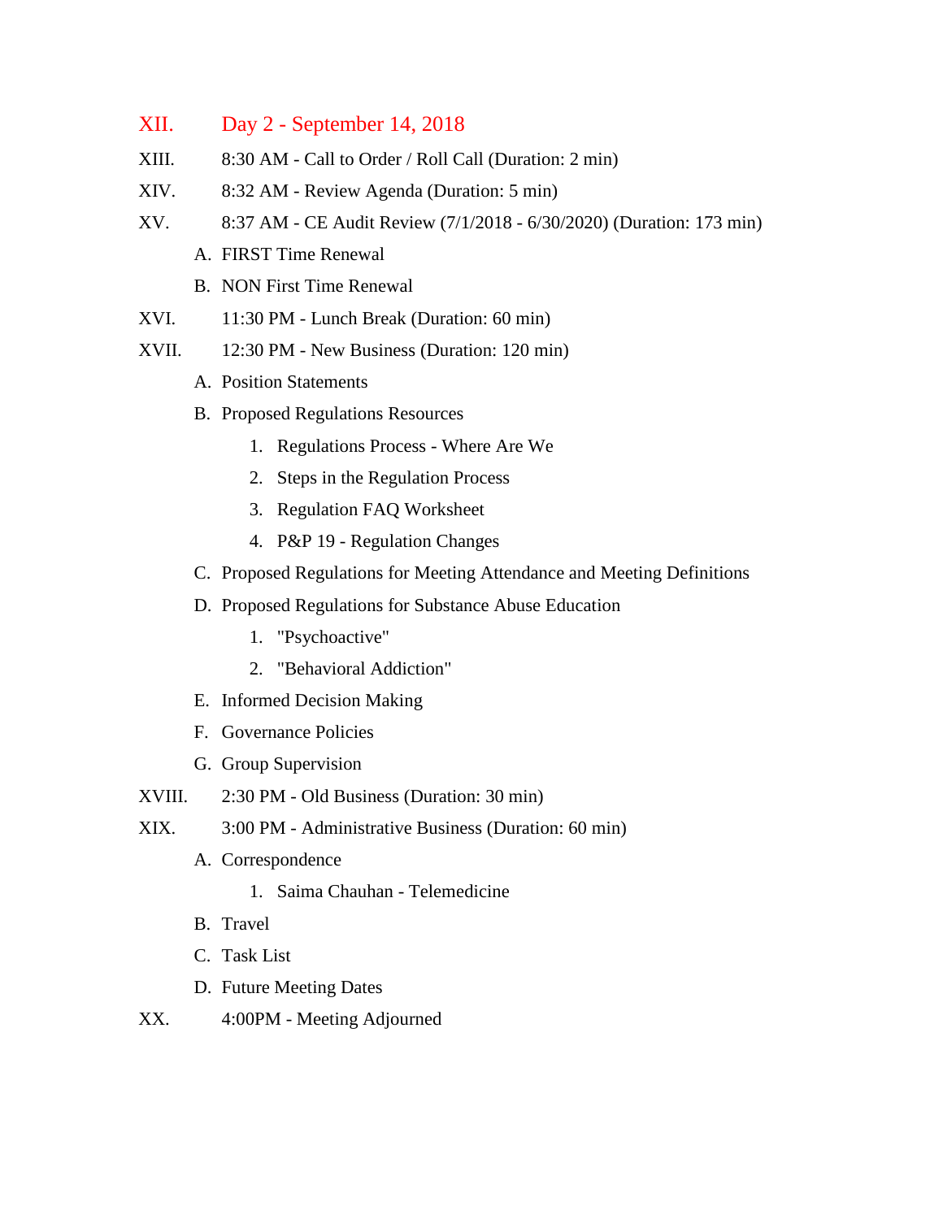XII. Day 2 - September 14, 2018

XIII. 8:30 AM - Call to Order / Roll Call (Duration: 2 min)

XIV. 8:32 AM - Review Agenda (Duration: 5 min)

XV. 8:37 AM - CE Audit Review (7/1/2018 - 6/30/2020) (Duration: 173 min)

   A. FIRST Time Renewal
   B. NON First Time Renewal

XVI. 11:30 PM - Lunch Break (Duration: 60 min)

XVII. 12:30 PM - New Business (Duration: 120 min)

   A. Position Statements
   B. Proposed Regulations Resources
      1. Regulations Process - Where Are We
      2. Steps in the Regulation Process
      3. Regulation FAQ Worksheet
      4. P&P 19 - Regulation Changes
   C. Proposed Regulations for Meeting Attendance and Meeting Definitions
   D. Proposed Regulations for Substance Abuse Education
      1. "Psychoactive"
      2. "Behavioral Addiction"
   E. Informed Decision Making
   F. Governance Policies
   G. Group Supervision

XVIII. 2:30 PM - Old Business (Duration: 30 min)

XIX. 3:00 PM - Administrative Business (Duration: 60 min)

   A. Correspondence
      1. Saima Chauhan - Telemedicine
   B. Travel
   C. Task List
   D. Future Meeting Dates

XX. 4:00PM - Meeting Adjourned